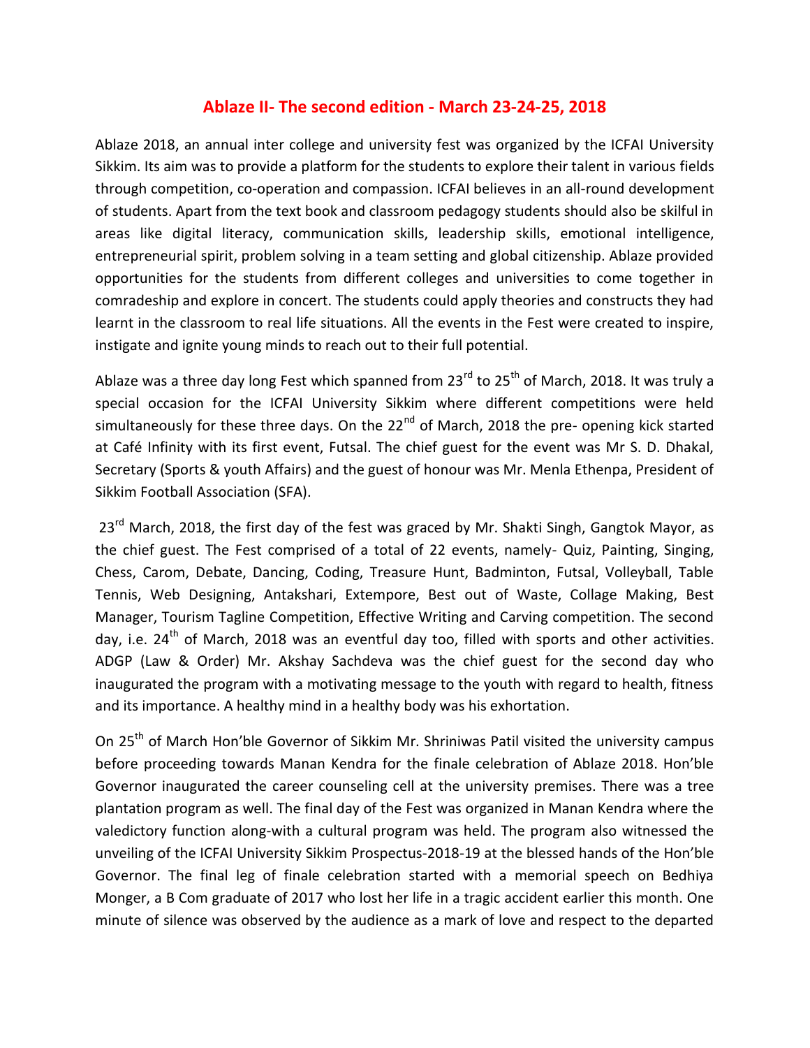# Ablaze II- The second edition - March 23-24-25, 2018

Ablaze 2018, an annual inter college and university fest was organized by the ICFAI University Sikkim. Its aim was to provide a platform for the students to explore their talent in various fields through competition, co-operation and compassion. ICFAI believes in an all-round development of students. Apart from the text book and classroom pedagogy students should also be skilful in areas like digital literacy, communication skills, leadership skills, emotional intelligence, entrepreneurial spirit, problem solving in a team setting and global citizenship. Ablaze provided opportunities for the students from different colleges and universities to come together in comradeship and explore in concert. The students could apply theories and constructs they had learnt in the classroom to real life situations. All the events in the Fest were created to inspire, instigate and ignite young minds to reach out to their full potential.

Ablaze was a three day long Fest which spanned from 23rd to 25th of March, 2018. It was truly a special occasion for the ICFAI University Sikkim where different competitions were held simultaneously for these three days. On the 22nd of March, 2018 the pre- opening kick started at Café Infinity with its first event, Futsal. The chief guest for the event was Mr S. D. Dhakal, Secretary (Sports & youth Affairs) and the guest of honour was Mr. Menla Ethenpa, President of Sikkim Football Association (SFA).

23rd March, 2018, the first day of the fest was graced by Mr. Shakti Singh, Gangtok Mayor, as the chief guest. The Fest comprised of a total of 22 events, namely- Quiz, Painting, Singing, Chess, Carom, Debate, Dancing, Coding, Treasure Hunt, Badminton, Futsal, Volleyball, Table Tennis, Web Designing, Antakshari, Extempore, Best out of Waste, Collage Making, Best Manager, Tourism Tagline Competition, Effective Writing and Carving competition. The second day, i.e. 24th of March, 2018 was an eventful day too, filled with sports and other activities. ADGP (Law & Order) Mr. Akshay Sachdeva was the chief guest for the second day who inaugurated the program with a motivating message to the youth with regard to health, fitness and its importance. A healthy mind in a healthy body was his exhortation.

On 25th of March Hon'ble Governor of Sikkim Mr. Shriniwas Patil visited the university campus before proceeding towards Manan Kendra for the finale celebration of Ablaze 2018. Hon'ble Governor inaugurated the career counseling cell at the university premises. There was a tree plantation program as well. The final day of the Fest was organized in Manan Kendra where the valedictory function along-with a cultural program was held. The program also witnessed the unveiling of the ICFAI University Sikkim Prospectus-2018-19 at the blessed hands of the Hon'ble Governor. The final leg of finale celebration started with a memorial speech on Bedhiya Monger, a B Com graduate of 2017 who lost her life in a tragic accident earlier this month. One minute of silence was observed by the audience as a mark of love and respect to the departed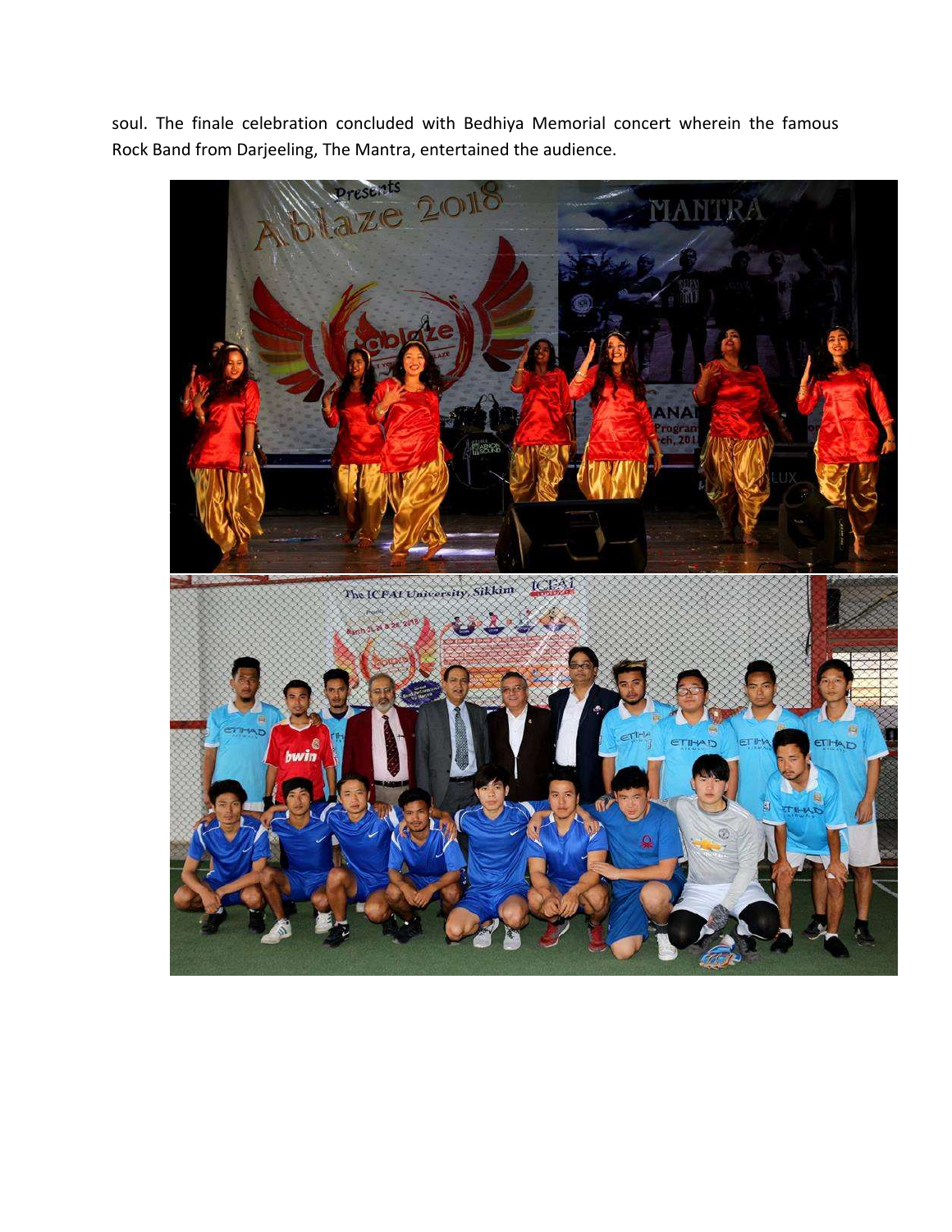soul. The finale celebration concluded with Bedhiya Memorial concert wherein the famous Rock Band from Darjeeling, The Mantra, entertained the audience.